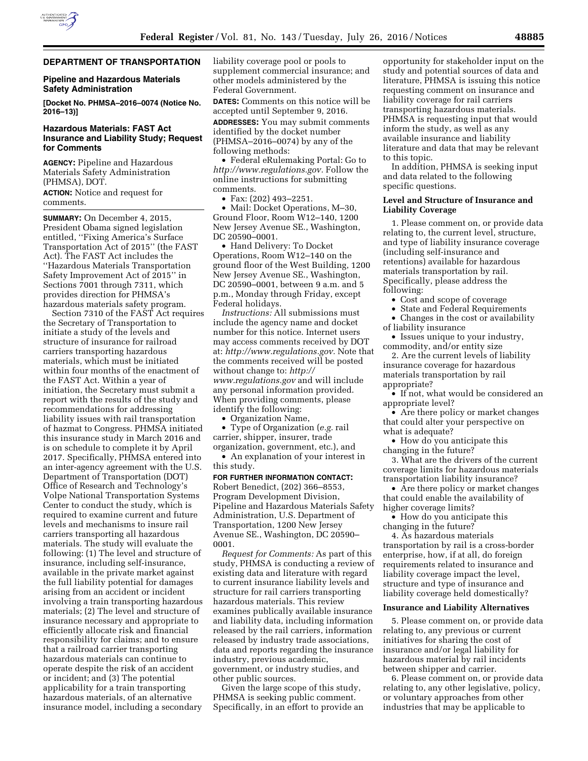## DEPARTMENT OF TRANSPORTATION

### Pipeline and Hazardous Materials Safety Administration

**[Docket No. PHMSA–2016–0074 (Notice No. 2016–13)]**

### Hazardous Materials: FAST Act Insurance and Liability Study; Request for Comments

**AGENCY:** Pipeline and Hazardous Materials Safety Administration (PHMSA), DOT.

**ACTION:** Notice and request for comments.

**SUMMARY:** On December 4, 2015, President Obama signed legislation entitled, ''Fixing America's Surface Transportation Act of 2015'' (the FAST Act). The FAST Act includes the ''Hazardous Materials Transportation Safety Improvement Act of 2015'' in Sections 7001 through 7311, which provides direction for PHMSA's hazardous materials safety program.

Section 7310 of the FAST Act requires the Secretary of Transportation to initiate a study of the levels and structure of insurance for railroad carriers transporting hazardous materials, which must be initiated within four months of the enactment of the FAST Act. Within a year of initiation, the Secretary must submit a report with the results of the study and recommendations for addressing liability issues with rail transportation of hazmat to Congress. PHMSA initiated this insurance study in March 2016 and is on schedule to complete it by April 2017. Specifically, PHMSA entered into an inter-agency agreement with the U.S. Department of Transportation (DOT) Office of Research and Technology's Volpe National Transportation Systems Center to conduct the study, which is required to examine current and future levels and mechanisms to insure rail carriers transporting all hazardous materials. The study will evaluate the following: (1) The level and structure of insurance, including self-insurance, available in the private market against the full liability potential for damages arising from an accident or incident involving a train transporting hazardous materials; (2) The level and structure of insurance necessary and appropriate to efficiently allocate risk and financial responsibility for claims; and to ensure that a railroad carrier transporting hazardous materials can continue to operate despite the risk of an accident or incident; and (3) The potential applicability for a train transporting hazardous materials, of an alternative insurance model, including a secondary liability coverage pool or pools to supplement commercial insurance; and other models administered by the Federal Government.

**DATES:** Comments on this notice will be accepted until September 9, 2016.

**ADDRESSES:** You may submit comments identified by the docket number (PHMSA–2016–0074) by any of the following methods:

- Federal eRulemaking Portal: Go to *http://www.regulations.gov.* Follow the online instructions for submitting comments.
- Fax: (202) 493–2251.
- Mail: Docket Operations, M–30, Ground Floor, Room W12–140, 1200 New Jersey Avenue SE., Washington, DC 20590–0001.
- Hand Delivery: To Docket Operations, Room W12–140 on the ground floor of the West Building, 1200 New Jersey Avenue SE., Washington, DC 20590–0001, between 9 a.m. and 5 p.m., Monday through Friday, except Federal holidays.

*Instructions:* All submissions must include the agency name and docket number for this notice. Internet users may access comments received by DOT at: *http://www.regulations.gov.* Note that the comments received will be posted without change to: *http://www.regulations.gov* and will include any personal information provided. When providing comments, please identify the following:

- Organization Name,
- Type of Organization (*e.g.* rail carrier, shipper, insurer, trade organization, government, etc.), and
- An explanation of your interest in this study.

**FOR FURTHER INFORMATION CONTACT:** Robert Benedict, (202) 366–8553, Program Development Division, Pipeline and Hazardous Materials Safety Administration, U.S. Department of Transportation, 1200 New Jersey Avenue SE., Washington, DC 20590–0001.

*Request for Comments:* As part of this study, PHMSA is conducting a review of existing data and literature with regard to current insurance liability levels and structure for rail carriers transporting hazardous materials. This review examines publically available insurance and liability data, including information released by the rail carriers, information released by industry trade associations, data and reports regarding the insurance industry, previous academic, government, or industry studies, and other public sources.

Given the large scope of this study, PHMSA is seeking public comment. Specifically, in an effort to provide an opportunity for stakeholder input on the study and potential sources of data and literature, PHMSA is issuing this notice requesting comment on insurance and liability coverage for rail carriers transporting hazardous materials. PHMSA is requesting input that would inform the study, as well as any available insurance and liability literature and data that may be relevant to this topic.

In addition, PHMSA is seeking input and data related to the following specific questions.

**Level and Structure of Insurance and Liability Coverage**

1. Please comment on, or provide data relating to, the current level, structure, and type of liability insurance coverage (including self-insurance and retentions) available for hazardous materials transportation by rail. Specifically, please address the following:
   - Cost and scope of coverage
   - State and Federal Requirements
   - Changes in the cost or availability of liability insurance
   - Issues unique to your industry, commodity, and/or entity size

2. Are the current levels of liability insurance coverage for hazardous materials transportation by rail appropriate?
   - If not, what would be considered an appropriate level?
   - Are there policy or market changes that could alter your perspective on what is adequate?
   - How do you anticipate this changing in the future?

3. What are the drivers of the current coverage limits for hazardous materials transportation liability insurance?
   - Are there policy or market changes that could enable the availability of higher coverage limits?
   - How do you anticipate this changing in the future?

4. As hazardous materials transportation by rail is a cross-border enterprise, how, if at all, do foreign requirements related to insurance and liability coverage impact the level, structure and type of insurance and liability coverage held domestically?

**Insurance and Liability Alternatives**

5. Please comment on, or provide data relating to, any previous or current initiatives for sharing the cost of insurance and/or legal liability for hazardous material by rail incidents between shipper and carrier.

6. Please comment on, or provide data relating to, any other legislative, policy, or voluntary approaches from other industries that may be applicable to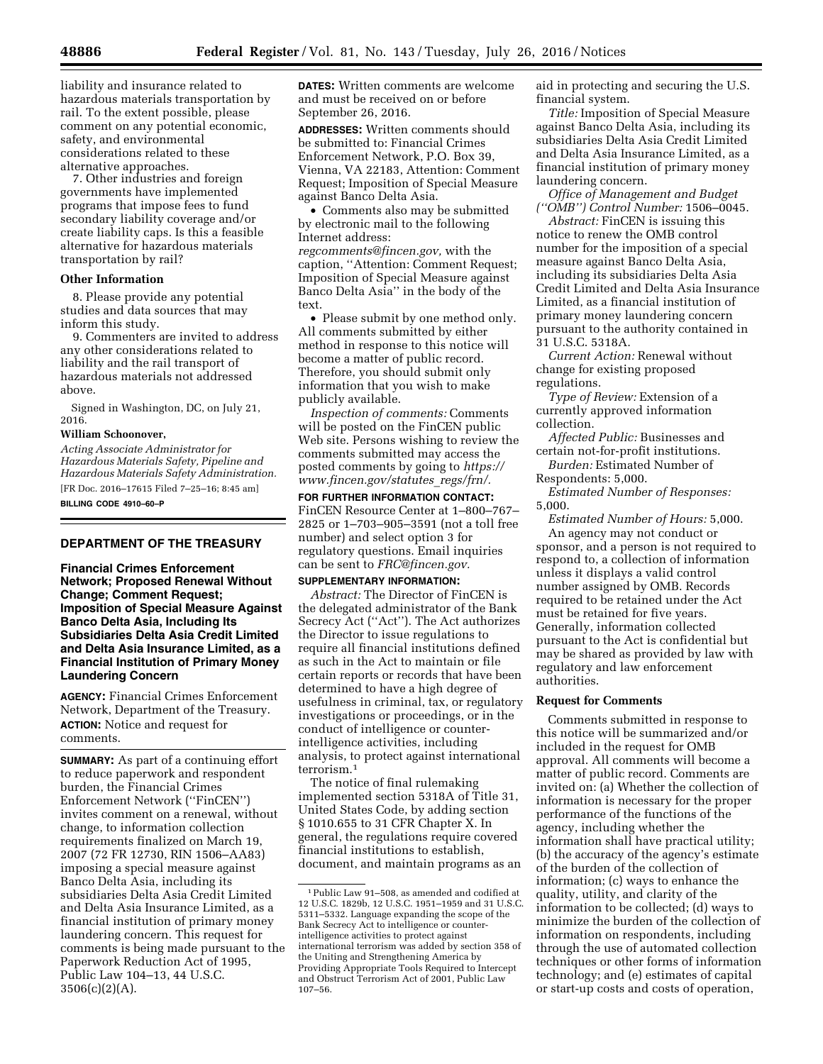liability and insurance related to hazardous materials transportation by rail. To the extent possible, please comment on any potential economic, safety, and environmental considerations related to these alternative approaches.

7. Other industries and foreign governments have implemented programs that impose fees to fund secondary liability coverage and/or create liability caps. Is this a feasible alternative for hazardous materials transportation by rail?

**Other Information**

8. Please provide any potential studies and data sources that may inform this study.

9. Commenters are invited to address any other considerations related to liability and the rail transport of hazardous materials not addressed above.

Signed in Washington, DC, on July 21, 2016.

**William Schoonover,**

*Acting Associate Administrator for Hazardous Materials Safety, Pipeline and Hazardous Materials Safety Administration.*

[FR Doc. 2016–17615 Filed 7–25–16; 8:45 am]

**BILLING CODE 4910–60–P**

---

## DEPARTMENT OF THE TREASURY

### Financial Crimes Enforcement Network; Proposed Renewal Without Change; Comment Request; Imposition of Special Measure Against Banco Delta Asia, Including Its Subsidiaries Delta Asia Credit Limited and Delta Asia Insurance Limited, as a Financial Institution of Primary Money Laundering Concern

**AGENCY:** Financial Crimes Enforcement Network, Department of the Treasury.

**ACTION:** Notice and request for comments.

**SUMMARY:** As part of a continuing effort to reduce paperwork and respondent burden, the Financial Crimes Enforcement Network (''FinCEN'') invites comment on a renewal, without change, to information collection requirements finalized on March 19, 2007 (72 FR 12730, RIN 1506–AA83) imposing a special measure against Banco Delta Asia, including its subsidiaries Delta Asia Credit Limited and Delta Asia Insurance Limited, as a financial institution of primary money laundering concern. This request for comments is being made pursuant to the Paperwork Reduction Act of 1995, Public Law 104–13, 44 U.S.C. 3506(c)(2)(A).

**DATES:** Written comments are welcome and must be received on or before September 26, 2016.

**ADDRESSES:** Written comments should be submitted to: Financial Crimes Enforcement Network, P.O. Box 39, Vienna, VA 22183, Attention: Comment Request; Imposition of Special Measure against Banco Delta Asia.

- Comments also may be submitted by electronic mail to the following Internet address: *regcomments@fincen.gov,* with the caption, ''Attention: Comment Request; Imposition of Special Measure against Banco Delta Asia'' in the body of the text.
- Please submit by one method only. All comments submitted by either method in response to this notice will become a matter of public record. Therefore, you should submit only information that you wish to make publicly available.

*Inspection of comments:* Comments will be posted on the FinCEN public Web site. Persons wishing to review the comments submitted may access the posted comments by going to *https://www.fincen.gov/statutes_regs/frn/.*

**FOR FURTHER INFORMATION CONTACT:** FinCEN Resource Center at 1–800–767–2825 or 1–703–905–3591 (not a toll free number) and select option 3 for regulatory questions. Email inquiries can be sent to *FRC@fincen.gov.*

**SUPPLEMENTARY INFORMATION:**

*Abstract:* The Director of FinCEN is the delegated administrator of the Bank Secrecy Act (''Act''). The Act authorizes the Director to issue regulations to require all financial institutions defined as such in the Act to maintain or file certain reports or records that have been determined to have a high degree of usefulness in criminal, tax, or regulatory investigations or proceedings, or in the conduct of intelligence or counter-intelligence activities, including analysis, to protect against international terrorism.[1]

The notice of final rulemaking implemented section 5318A of Title 31, United States Code, by adding section § 1010.655 to 31 CFR Chapter X. In general, the regulations require covered financial institutions to establish, document, and maintain programs as an aid in protecting and securing the U.S. financial system.

*Title:* Imposition of Special Measure against Banco Delta Asia, including its subsidiaries Delta Asia Credit Limited and Delta Asia Insurance Limited, as a financial institution of primary money laundering concern.

*Office of Management and Budget (''OMB'') Control Number:* 1506–0045.

*Abstract:* FinCEN is issuing this notice to renew the OMB control number for the imposition of a special measure against Banco Delta Asia, including its subsidiaries Delta Asia Credit Limited and Delta Asia Insurance Limited, as a financial institution of primary money laundering concern pursuant to the authority contained in 31 U.S.C. 5318A.

*Current Action:* Renewal without change for existing proposed regulations.

*Type of Review:* Extension of a currently approved information collection.

*Affected Public:* Businesses and certain not-for-profit institutions.

*Burden:* Estimated Number of Respondents: 5,000.

*Estimated Number of Responses:* 5,000.

*Estimated Number of Hours:* 5,000.

An agency may not conduct or sponsor, and a person is not required to respond to, a collection of information unless it displays a valid control number assigned by OMB. Records required to be retained under the Act must be retained for five years. Generally, information collected pursuant to the Act is confidential but may be shared as provided by law with regulatory and law enforcement authorities.

**Request for Comments**

Comments submitted in response to this notice will be summarized and/or included in the request for OMB approval. All comments will become a matter of public record. Comments are invited on: (a) Whether the collection of information is necessary for the proper performance of the functions of the agency, including whether the information shall have practical utility; (b) the accuracy of the agency's estimate of the burden of the collection of information; (c) ways to enhance the quality, utility, and clarity of the information to be collected; (d) ways to minimize the burden of the collection of information on respondents, including through the use of automated collection techniques or other forms of information technology; and (e) estimates of capital or start-up costs and costs of operation,

---

[1] Public Law 91–508, as amended and codified at 12 U.S.C. 1829b, 12 U.S.C. 1951–1959 and 31 U.S.C. 5311–5332. Language expanding the scope of the Bank Secrecy Act to intelligence or counter-intelligence activities to protect against international terrorism was added by section 358 of the Uniting and Strengthening America by Providing Appropriate Tools Required to Intercept and Obstruct Terrorism Act of 2001, Public Law 107–56.